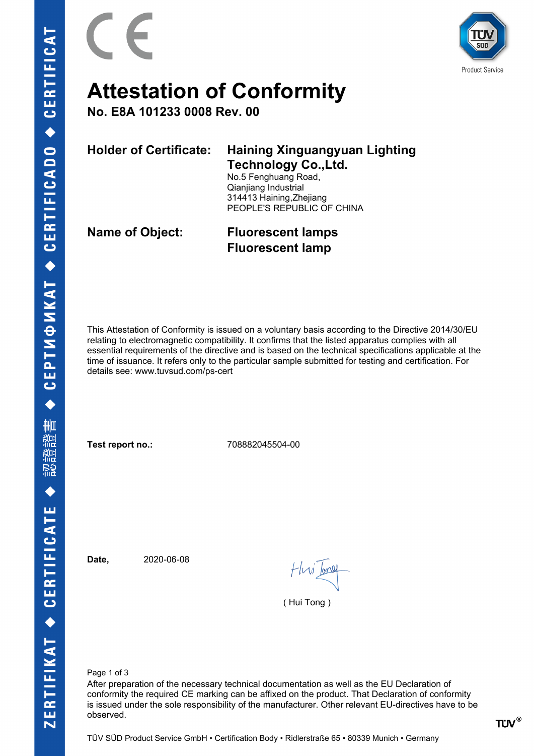CE

TÜV SÜD Product Service

# Attestation of Conformity

**No. E8A 101233 0008 Rev. 00**

| | |
|---|---|
| **Holder of Certificate:** | **Haining Xinguangyuan Lighting Technology Co.,Ltd.**<br>No.5 Fenghuang Road,<br>Qianjiang Industrial<br>314413 Haining,Zhejiang<br>PEOPLE'S REPUBLIC OF CHINA |
| **Name of Object:** | **Fluorescent lamps**<br>**Fluorescent lamp** |

This Attestation of Conformity is issued on a voluntary basis according to the Directive 2014/30/EU relating to electromagnetic compatibility. It confirms that the listed apparatus complies with all essential requirements of the directive and is based on the technical specifications applicable at the time of issuance. It refers only to the particular sample submitted for testing and certification. For details see: www.tuvsud.com/ps-cert

**Test report no.:** 708882045504-00

**Date,** 2020-06-08

( Hui Tong )

After preparation of the necessary technical documentation as well as the EU Declaration of conformity the required CE marking can be affixed on the product. That Declaration of conformity is issued under the sole responsibility of the manufacturer. Other relevant EU-directives have to be observed.

TÜV SÜD Product Service GmbH • Certification Body • Ridlerstraße 65 • 80339 Munich • Germany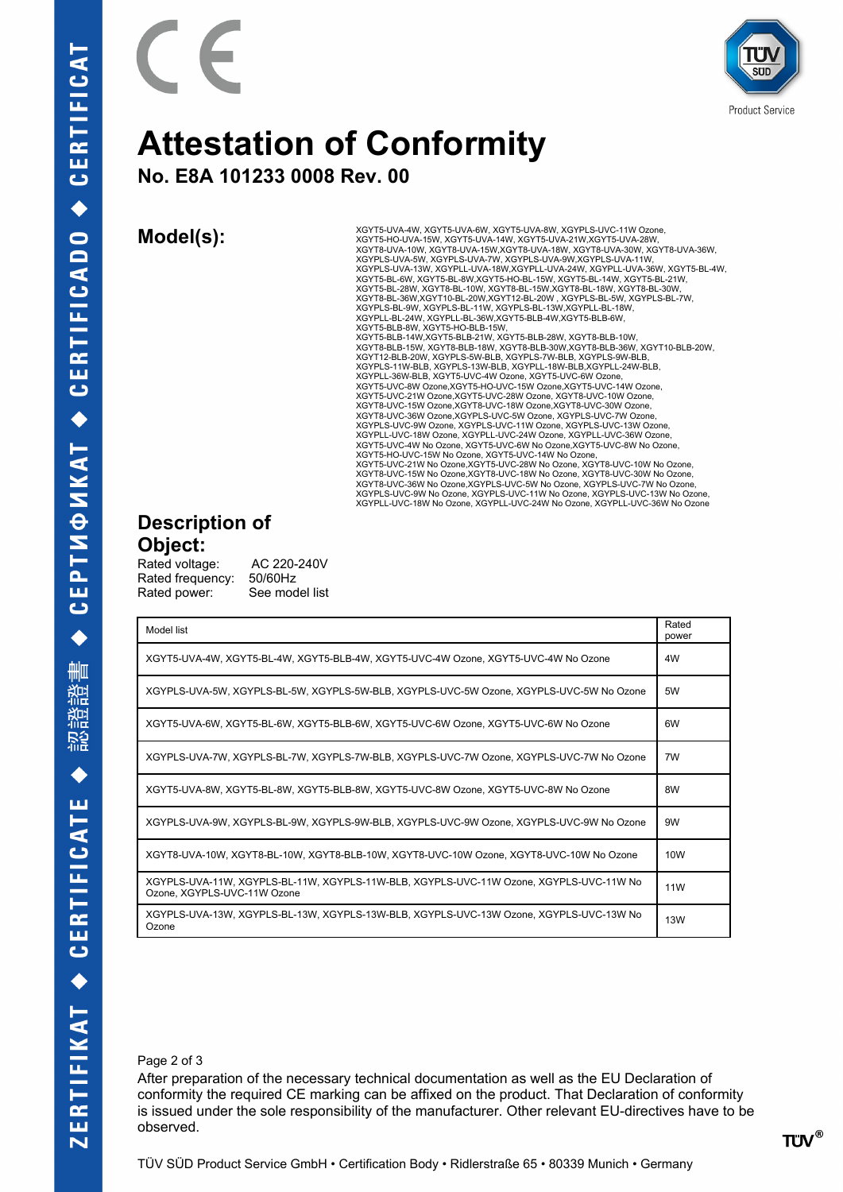CE

# Attestation of Conformity

## No. E8A 101233 0008 Rev. 00

## Model(s):

XGYT5-UVA-4W, XGYT5-UVA-6W, XGYT5-UVA-8W, XGYPLS-UVC-11W Ozone, XGYT5-HO-UVA-15W, XGYT5-UVA-14W, XGYT5-UVA-21W,XGYT5-UVA-28W, XGYT8-UVA-10W, XGYT8-UVA-15W,XGYT8-UVA-18W, XGYT8-UVA-30W, XGYT8-UVA-36W, XGYPLS-UVA-5W, XGYPLS-UVA-7W, XGYPLS-UVA-9W,XGYPLS-UVA-11W, XGYPLS-UVA-13W, XGYPLL-UVA-18W,XGYPLL-UVA-24W, XGYPLL-UVA-36W, XGYT5-BL-4W, XGYT5-BL-6W, XGYT5-BL-8W,XGYT5-HO-BL-15W, XGYT5-BL-14W, XGYT5-BL-21W, XGYT5-BL-28W, XGYT8-BL-10W, XGYT8-BL-15W,XGYT8-BL-18W, XGYT8-BL-30W, XGYT8-BL-36W,XGYT10-BL-20W,XGYT12-BL-20W , XGYPLS-BL-5W, XGYPLS-BL-7W, XGYPLS-BL-9W, XGYPLS-BL-11W, XGYPLS-BL-13W,XGYPLL-BL-18W, XGYPLL-BL-24W, XGYPLL-BL-36W,XGYT5-BLB-4W,XGYT5-BLB-6W, XGYT5-BLB-8W, XGYT5-HO-BLB-15W, XGYT5-BLB-14W,XGYT5-BLB-21W, XGYT5-BLB-28W, XGYT8-BLB-10W, XGYT8-BLB-15W, XGYT8-BLB-18W, XGYT8-BLB-30W,XGYT8-BLB-36W, XGYT10-BLB-20W, XGYT12-BLB-20W, XGYPLS-5W-BLB, XGYPLS-7W-BLB, XGYPLS-9W-BLB, XGYPLS-11W-BLB, XGYPLS-13W-BLB, XGYPLL-18W-BLB,XGYPLL-24W-BLB, XGYPLL-36W-BLB, XGYT5-UVC-4W Ozone, XGYT5-UVC-6W Ozone, XGYT5-UVC-8W Ozone,XGYT5-HO-UVC-15W Ozone,XGYT5-UVC-14W Ozone, XGYT5-UVC-21W Ozone,XGYT5-UVC-28W Ozone, XGYT8-UVC-10W Ozone, XGYT8-UVC-15W Ozone,XGYT8-UVC-18W Ozone,XGYT8-UVC-30W Ozone, XGYT8-UVC-36W Ozone,XGYPLS-UVC-5W Ozone, XGYPLS-UVC-7W Ozone, XGYPLS-UVC-9W Ozone, XGYPLS-UVC-11W Ozone, XGYPLS-UVC-13W Ozone, XGYPLL-UVC-18W Ozone, XGYPLL-UVC-24W Ozone, XGYPLL-UVC-36W Ozone, XGYT5-UVC-4W No Ozone, XGYT5-UVC-6W No Ozone,XGYT5-UVC-8W No Ozone, XGYT5-HO-UVC-15W No Ozone, XGYT5-UVC-14W No Ozone, XGYT5-UVC-21W No Ozone,XGYT5-UVC-28W No Ozone, XGYT8-UVC-10W No Ozone, XGYT8-UVC-15W No Ozone,XGYT8-UVC-18W No Ozone, XGYT8-UVC-30W No Ozone, XGYT8-UVC-36W No Ozone,XGYPLS-UVC-5W No Ozone, XGYPLS-UVC-7W No Ozone, XGYPLS-UVC-9W No Ozone, XGYPLS-UVC-11W No Ozone, XGYPLS-UVC-13W No Ozone, XGYPLL-UVC-18W No Ozone, XGYPLL-UVC-24W No Ozone, XGYPLL-UVC-36W No Ozone

## Description of Object:

Rated voltage: AC 220-240V
Rated frequency: 50/60Hz
Rated power: See model list

| Model list | Rated power |
|---|---|
| XGYT5-UVA-4W, XGYT5-BL-4W, XGYT5-BLB-4W, XGYT5-UVC-4W Ozone, XGYT5-UVC-4W No Ozone | 4W |
| XGYPLS-UVA-5W, XGYPLS-BL-5W, XGYPLS-5W-BLB, XGYPLS-UVC-5W Ozone, XGYPLS-UVC-5W No Ozone | 5W |
| XGYT5-UVA-6W, XGYT5-BL-6W, XGYT5-BLB-6W, XGYT5-UVC-6W Ozone, XGYT5-UVC-6W No Ozone | 6W |
| XGYPLS-UVA-7W, XGYPLS-BL-7W, XGYPLS-7W-BLB, XGYPLS-UVC-7W Ozone, XGYPLS-UVC-7W No Ozone | 7W |
| XGYT5-UVA-8W, XGYT5-BL-8W, XGYT5-BLB-8W, XGYT5-UVC-8W Ozone, XGYT5-UVC-8W No Ozone | 8W |
| XGYPLS-UVA-9W, XGYPLS-BL-9W, XGYPLS-9W-BLB, XGYPLS-UVC-9W Ozone, XGYPLS-UVC-9W No Ozone | 9W |
| XGYT8-UVA-10W, XGYT8-BL-10W, XGYT8-BLB-10W, XGYT8-UVC-10W Ozone, XGYT8-UVC-10W No Ozone | 10W |
| XGYPLS-UVA-11W, XGYPLS-BL-11W, XGYPLS-11W-BLB, XGYPLS-UVC-11W Ozone, XGYPLS-UVC-11W No Ozone, XGYPLS-UVC-11W Ozone | 11W |
| XGYPLS-UVA-13W, XGYPLS-BL-13W, XGYPLS-13W-BLB, XGYPLS-UVC-13W Ozone, XGYPLS-UVC-13W No Ozone | 13W |

After preparation of the necessary technical documentation as well as the EU Declaration of conformity the required CE marking can be affixed on the product. That Declaration of conformity is issued under the sole responsibility of the manufacturer. Other relevant EU-directives have to be observed.

TÜV SÜD Product Service GmbH • Certification Body • Ridlerstraße 65 • 80339 Munich • Germany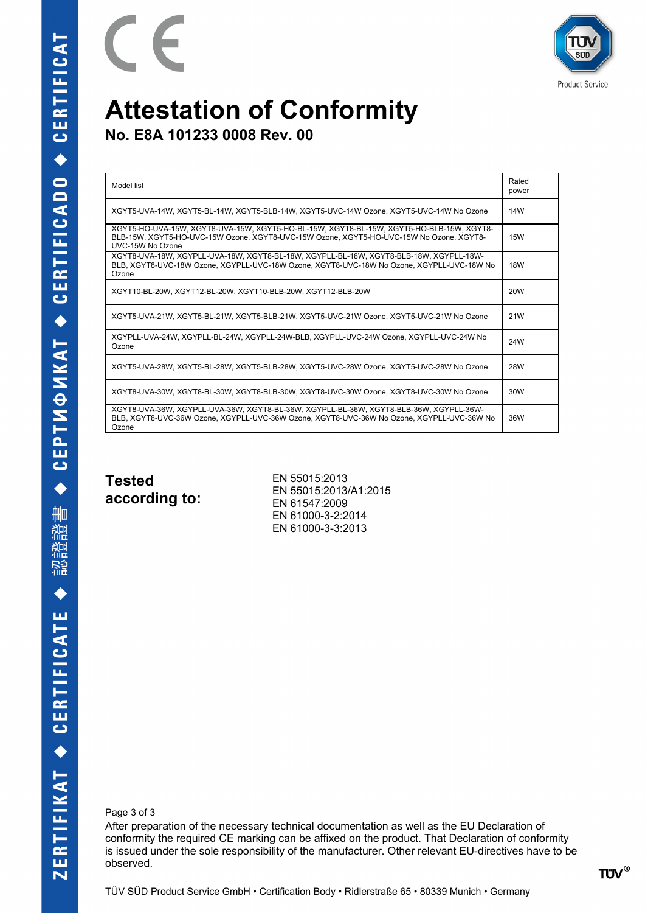# Attestation of Conformity

## No. E8A 101233 0008 Rev. 00

| Model list | Rated power |
|---|---|
| XGYT5-UVA-14W, XGYT5-BL-14W, XGYT5-BLB-14W, XGYT5-UVC-14W Ozone, XGYT5-UVC-14W No Ozone | 14W |
| XGYT5-HO-UVA-15W, XGYT8-UVA-15W, XGYT5-HO-BL-15W, XGYT8-BL-15W, XGYT5-HO-BLB-15W, XGYT8-BLB-15W, XGYT5-HO-UVC-15W Ozone, XGYT8-UVC-15W Ozone, XGYT5-HO-UVC-15W No Ozone, XGYT8-UVC-15W No Ozone | 15W |
| XGYT8-UVA-18W, XGYPLL-UVA-18W, XGYT8-BL-18W, XGYPLL-BL-18W, XGYT8-BLB-18W, XGYPLL-18W-BLB, XGYT8-UVC-18W Ozone, XGYPLL-UVC-18W Ozone, XGYT8-UVC-18W No Ozone, XGYPLL-UVC-18W No Ozone | 18W |
| XGYT10-BL-20W, XGYT12-BL-20W, XGYT10-BLB-20W, XGYT12-BLB-20W | 20W |
| XGYT5-UVA-21W, XGYT5-BL-21W, XGYT5-BLB-21W, XGYT5-UVC-21W Ozone, XGYT5-UVC-21W No Ozone | 21W |
| XGYPLL-UVA-24W, XGYPLL-BL-24W, XGYPLL-24W-BLB, XGYPLL-UVC-24W Ozone, XGYPLL-UVC-24W No Ozone | 24W |
| XGYT5-UVA-28W, XGYT5-BL-28W, XGYT5-BLB-28W, XGYT5-UVC-28W Ozone, XGYT5-UVC-28W No Ozone | 28W |
| XGYT8-UVA-30W, XGYT8-BL-30W, XGYT8-BLB-30W, XGYT8-UVC-30W Ozone, XGYT8-UVC-30W No Ozone | 30W |
| XGYT8-UVA-36W, XGYPLL-UVA-36W, XGYT8-BL-36W, XGYPLL-BL-36W, XGYT8-BLB-36W, XGYPLL-36W-BLB, XGYT8-UVC-36W Ozone, XGYPLL-UVC-36W Ozone, XGYT8-UVC-36W No Ozone, XGYPLL-UVC-36W No Ozone | 36W |

**Tested according to:**

EN 55015:2013
EN 55015:2013/A1:2015
EN 61547:2009
EN 61000-3-2:2014
EN 61000-3-3:2013

After preparation of the necessary technical documentation as well as the EU Declaration of conformity the required CE marking can be affixed on the product. That Declaration of conformity is issued under the sole responsibility of the manufacturer. Other relevant EU-directives have to be observed.

TÜV SÜD Product Service GmbH • Certification Body • Ridlerstraße 65 • 80339 Munich • Germany